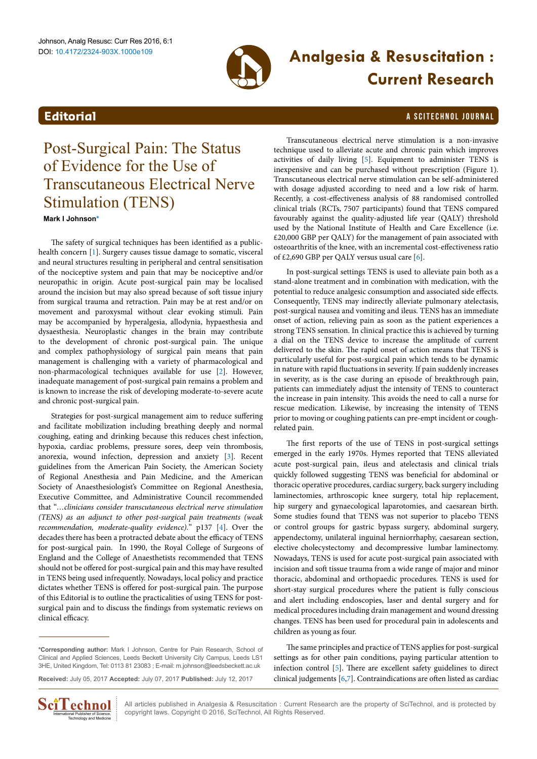## Editorial

# Post-Surgical Pain: The Status of Evidence for the Use of Transcutaneous Electrical Nerve Stimulation (TENS)

**Mark I Johnson***

The safety of surgical techniques has been identified as a public-health concern [1]. Surgery causes tissue damage to somatic, visceral and neural structures resulting in peripheral and central sensitisation of the nociceptive system and pain that may be nociceptive and/or neuropathic in origin. Acute post-surgical pain may be localised around the incision but may also spread because of soft tissue injury from surgical trauma and retraction. Pain may be at rest and/or on movement and paroxysmal without clear evoking stimuli. Pain may be accompanied by hyperalgesia, allodynia, hypaesthesia and dysaesthesia. Neuroplastic changes in the brain may contribute to the development of chronic post-surgical pain. The unique and complex pathophysiology of surgical pain means that pain management is challenging with a variety of pharmacological and non-pharmacological techniques available for use [2]. However, inadequate management of post-surgical pain remains a problem and is known to increase the risk of developing moderate-to-severe acute and chronic post-surgical pain.

Strategies for post-surgical management aim to reduce suffering and facilitate mobilization including breathing deeply and normal coughing, eating and drinking because this reduces chest infection, hypoxia, cardiac problems, pressure sores, deep vein thrombosis, anorexia, wound infection, depression and anxiety [3]. Recent guidelines from the American Pain Society, the American Society of Regional Anesthesia and Pain Medicine, and the American Society of Anaesthesiologist's Committee on Regional Anesthesia, Executive Committee, and Administrative Council recommended that "*…clinicians consider transcutaneous electrical nerve stimulation (TENS) as an adjunct to other post-surgical pain treatments (weak recommendation, moderate-quality evidence).*" p137 [4]. Over the decades there has been a protracted debate about the efficacy of TENS for post-surgical pain. In 1990, the Royal College of Surgeons of England and the College of Anaesthetists recommended that TENS should not be offered for post-surgical pain and this may have resulted in TENS being used infrequently. Nowadays, local policy and practice dictates whether TENS is offered for post-surgical pain. The purpose of this Editorial is to outline the practicalities of using TENS for post-surgical pain and to discuss the findings from systematic reviews on clinical efficacy.

Transcutaneous electrical nerve stimulation is a non-invasive technique used to alleviate acute and chronic pain which improves activities of daily living [5]. Equipment to administer TENS is inexpensive and can be purchased without prescription (Figure 1). Transcutaneous electrical nerve stimulation can be self-administered with dosage adjusted according to need and a low risk of harm. Recently, a cost-effectiveness analysis of 88 randomised controlled clinical trials (RCTs, 7507 participants) found that TENS compared favourably against the quality-adjusted life year (QALY) threshold used by the National Institute of Health and Care Excellence (i.e. £20,000 GBP per QALY) for the management of pain associated with osteoarthritis of the knee, with an incremental cost-effectiveness ratio of £2,690 GBP per QALY versus usual care [6].

In post-surgical settings TENS is used to alleviate pain both as a stand-alone treatment and in combination with medication, with the potential to reduce analgesic consumption and associated side effects. Consequently, TENS may indirectly alleviate pulmonary atelectasis, post-surgical nausea and vomiting and ileus. TENS has an immediate onset of action, relieving pain as soon as the patient experiences a strong TENS sensation. In clinical practice this is achieved by turning a dial on the TENS device to increase the amplitude of current delivered to the skin. The rapid onset of action means that TENS is particularly useful for post-surgical pain which tends to be dynamic in nature with rapid fluctuations in severity. If pain suddenly increases in severity, as is the case during an episode of breakthrough pain, patients can immediately adjust the intensity of TENS to counteract the increase in pain intensity. This avoids the need to call a nurse for rescue medication. Likewise, by increasing the intensity of TENS prior to moving or coughing patients can pre-empt incident or cough-related pain.

The first reports of the use of TENS in post-surgical settings emerged in the early 1970s. Hymes reported that TENS alleviated acute post-surgical pain, ileus and atelectasis and clinical trials quickly followed suggesting TENS was beneficial for abdominal or thoracic operative procedures, cardiac surgery, back surgery including laminectomies, arthroscopic knee surgery, total hip replacement, hip surgery and gynaecological laparotomies, and caesarean birth. Some studies found that TENS was not superior to placebo TENS or control groups for gastric bypass surgery, abdominal surgery, appendectomy, unilateral inguinal herniorrhaphy, caesarean section, elective cholecystectomy and decompressive lumbar laminectomy. Nowadays, TENS is used for acute post-surgical pain associated with incision and soft tissue trauma from a wide range of major and minor thoracic, abdominal and orthopaedic procedures. TENS is used for short-stay surgical procedures where the patient is fully conscious and alert including endoscopies, laser and dental surgery and for medical procedures including drain management and wound dressing changes. TENS has been used for procedural pain in adolescents and children as young as four.

The same principles and practice of TENS applies for post-surgical settings as for other pain conditions, paying particular attention to infection control [5]. There are excellent safety guidelines to direct clinical judgements [6,7]. Contraindications are often listed as cardiac

---

***Corresponding author:** Mark I Johnson, Centre for Pain Research, School of Clinical and Applied Sciences, Leeds Beckett University City Campus, Leeds LS1 3HE, United Kingdom, Tel: 0113 81 23083 ; E-mail: m.johnson@leedsbeckett.ac.uk

**Received:** July 05, 2017 **Accepted:** July 07, 2017 **Published:** July 12, 2017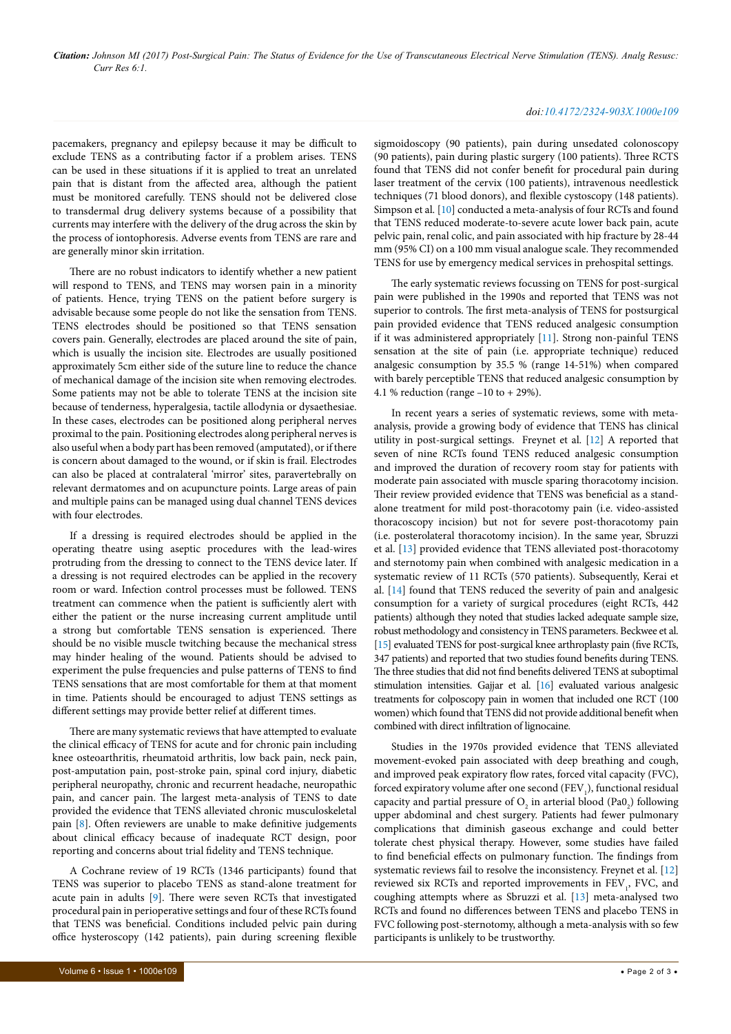pacemakers, pregnancy and epilepsy because it may be difficult to exclude TENS as a contributing factor if a problem arises. TENS can be used in these situations if it is applied to treat an unrelated pain that is distant from the affected area, although the patient must be monitored carefully. TENS should not be delivered close to transdermal drug delivery systems because of a possibility that currents may interfere with the delivery of the drug across the skin by the process of iontophoresis. Adverse events from TENS are rare and are generally minor skin irritation.

There are no robust indicators to identify whether a new patient will respond to TENS, and TENS may worsen pain in a minority of patients. Hence, trying TENS on the patient before surgery is advisable because some people do not like the sensation from TENS. TENS electrodes should be positioned so that TENS sensation covers pain. Generally, electrodes are placed around the site of pain, which is usually the incision site. Electrodes are usually positioned approximately 5cm either side of the suture line to reduce the chance of mechanical damage of the incision site when removing electrodes. Some patients may not be able to tolerate TENS at the incision site because of tenderness, hyperalgesia, tactile allodynia or dysaethesiae. In these cases, electrodes can be positioned along peripheral nerves proximal to the pain. Positioning electrodes along peripheral nerves is also useful when a body part has been removed (amputated), or if there is concern about damaged to the wound, or if skin is frail. Electrodes can also be placed at contralateral 'mirror' sites, paravertebrally on relevant dermatomes and on acupuncture points. Large areas of pain and multiple pains can be managed using dual channel TENS devices with four electrodes.

If a dressing is required electrodes should be applied in the operating theatre using aseptic procedures with the lead-wires protruding from the dressing to connect to the TENS device later. If a dressing is not required electrodes can be applied in the recovery room or ward. Infection control processes must be followed. TENS treatment can commence when the patient is sufficiently alert with either the patient or the nurse increasing current amplitude until a strong but comfortable TENS sensation is experienced. There should be no visible muscle twitching because the mechanical stress may hinder healing of the wound. Patients should be advised to experiment the pulse frequencies and pulse patterns of TENS to find TENS sensations that are most comfortable for them at that moment in time. Patients should be encouraged to adjust TENS settings as different settings may provide better relief at different times.

There are many systematic reviews that have attempted to evaluate the clinical efficacy of TENS for acute and for chronic pain including knee osteoarthritis, rheumatoid arthritis, low back pain, neck pain, post-amputation pain, post-stroke pain, spinal cord injury, diabetic peripheral neuropathy, chronic and recurrent headache, neuropathic pain, and cancer pain. The largest meta-analysis of TENS to date provided the evidence that TENS alleviated chronic musculoskeletal pain [8]. Often reviewers are unable to make definitive judgements about clinical efficacy because of inadequate RCT design, poor reporting and concerns about trial fidelity and TENS technique.

A Cochrane review of 19 RCTs (1346 participants) found that TENS was superior to placebo TENS as stand-alone treatment for acute pain in adults [9]. There were seven RCTs that investigated procedural pain in perioperative settings and four of these RCTs found that TENS was beneficial. Conditions included pelvic pain during office hysteroscopy (142 patients), pain during screening flexible sigmoidoscopy (90 patients), pain during unsedated colonoscopy (90 patients), pain during plastic surgery (100 patients). Three RCTS found that TENS did not confer benefit for procedural pain during laser treatment of the cervix (100 patients), intravenous needlestick techniques (71 blood donors), and flexible cystoscopy (148 patients). Simpson et al. [10] conducted a meta-analysis of four RCTs and found that TENS reduced moderate-to-severe acute lower back pain, acute pelvic pain, renal colic, and pain associated with hip fracture by 28-44 mm (95% CI) on a 100 mm visual analogue scale. They recommended TENS for use by emergency medical services in prehospital settings.

The early systematic reviews focussing on TENS for post-surgical pain were published in the 1990s and reported that TENS was not superior to controls. The first meta-analysis of TENS for postsurgical pain provided evidence that TENS reduced analgesic consumption if it was administered appropriately [11]. Strong non-painful TENS sensation at the site of pain (i.e. appropriate technique) reduced analgesic consumption by 35.5 % (range 14-51%) when compared with barely perceptible TENS that reduced analgesic consumption by 4.1 % reduction (range –10 to + 29%).

In recent years a series of systematic reviews, some with meta-analysis, provide a growing body of evidence that TENS has clinical utility in post-surgical settings. Freynet et al. [12] A reported that seven of nine RCTs found TENS reduced analgesic consumption and improved the duration of recovery room stay for patients with moderate pain associated with muscle sparing thoracotomy incision. Their review provided evidence that TENS was beneficial as a stand-alone treatment for mild post-thoracotomy pain (i.e. video-assisted thoracoscopy incision) but not for severe post-thoracotomy pain (i.e. posterolateral thoracotomy incision). In the same year, Sbruzzi et al. [13] provided evidence that TENS alleviated post-thoracotomy and sternotomy pain when combined with analgesic medication in a systematic review of 11 RCTs (570 patients). Subsequently, Kerai et al. [14] found that TENS reduced the severity of pain and analgesic consumption for a variety of surgical procedures (eight RCTs, 442 patients) although they noted that studies lacked adequate sample size, robust methodology and consistency in TENS parameters. Beckwee et al. [15] evaluated TENS for post-surgical knee arthroplasty pain (five RCTs, 347 patients) and reported that two studies found benefits during TENS. The three studies that did not find benefits delivered TENS at suboptimal stimulation intensities. Gajjar et al. [16] evaluated various analgesic treatments for colposcopy pain in women that included one RCT (100 women) which found that TENS did not provide additional benefit when combined with direct infiltration of lignocaine.

Studies in the 1970s provided evidence that TENS alleviated movement-evoked pain associated with deep breathing and cough, and improved peak expiratory flow rates, forced vital capacity (FVC), forced expiratory volume after one second ($FEV_1$), functional residual capacity and partial pressure of $O_2$ in arterial blood ($PaO_2$) following upper abdominal and chest surgery. Patients had fewer pulmonary complications that diminish gaseous exchange and could better tolerate chest physical therapy. However, some studies have failed to find beneficial effects on pulmonary function. The findings from systematic reviews fail to resolve the inconsistency. Freynet et al. [12] reviewed six RCTs and reported improvements in $FEV_1$, FVC, and coughing attempts where as Sbruzzi et al. [13] meta-analysed two RCTs and found no differences between TENS and placebo TENS in FVC following post-sternotomy, although a meta-analysis with so few participants is unlikely to be trustworthy.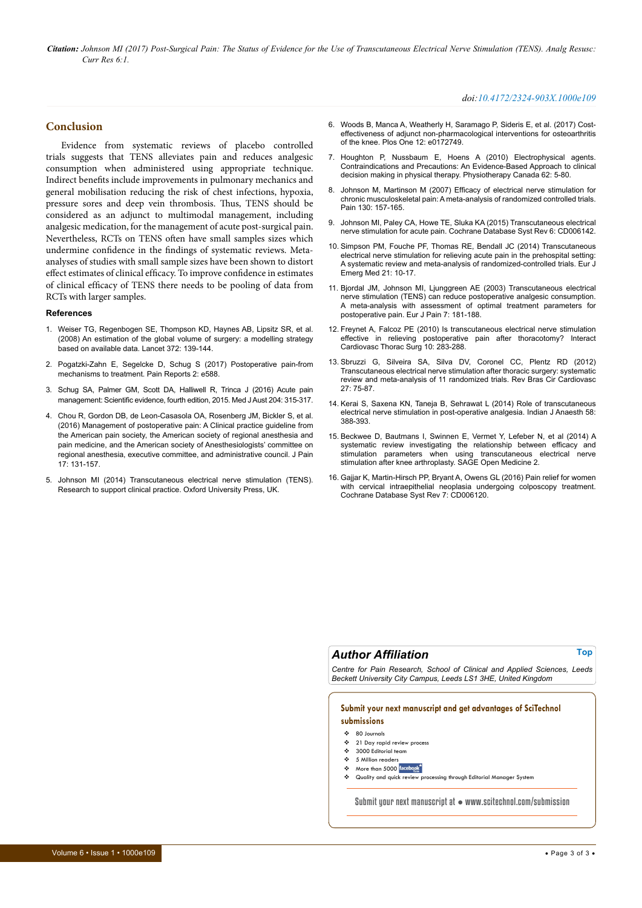## Conclusion

Evidence from systematic reviews of placebo controlled trials suggests that TENS alleviates pain and reduces analgesic consumption when administered using appropriate technique. Indirect benefits include improvements in pulmonary mechanics and general mobilisation reducing the risk of chest infections, hypoxia, pressure sores and deep vein thrombosis. Thus, TENS should be considered as an adjunct to multimodal management, including analgesic medication, for the management of acute post-surgical pain. Nevertheless, RCTs on TENS often have small samples sizes which undermine confidence in the findings of systematic reviews. Meta-analyses of studies with small sample sizes have been shown to distort effect estimates of clinical efficacy. To improve confidence in estimates of clinical efficacy of TENS there needs to be pooling of data from RCTs with larger samples.

### References

1. Weiser TG, Regenbogen SE, Thompson KD, Haynes AB, Lipsitz SR, et al. (2008) An estimation of the global volume of surgery: a modelling strategy based on available data. Lancet 372: 139-144.
2. Pogatzki-Zahn E, Segelcke D, Schug S (2017) Postoperative pain-from mechanisms to treatment. Pain Reports 2: e588.
3. Schug SA, Palmer GM, Scott DA, Halliwell R, Trinca J (2016) Acute pain management: Scientific evidence, fourth edition, 2015. Med J Aust 204: 315-317.
4. Chou R, Gordon DB, de Leon-Casasola OA, Rosenberg JM, Bickler S, et al. (2016) Management of postoperative pain: A Clinical practice guideline from the American pain society, the American society of regional anesthesia and pain medicine, and the American society of Anesthesiologists' committee on regional anesthesia, executive committee, and administrative council. J Pain 17: 131-157.
5. Johnson MI (2014) Transcutaneous electrical nerve stimulation (TENS). Research to support clinical practice. Oxford University Press, UK.
6. Woods B, Manca A, Weatherly H, Saramago P, Sideris E, et al. (2017) Cost-effectiveness of adjunct non-pharmacological interventions for osteoarthritis of the knee. Plos One 12: e0172749.
7. Houghton P, Nussbaum E, Hoens A (2010) Electrophysical agents. Contraindications and Precautions: An Evidence-Based Approach to clinical decision making in physical therapy. Physiotherapy Canada 62: 5-80.
8. Johnson M, Martinson M (2007) Efficacy of electrical nerve stimulation for chronic musculoskeletal pain: A meta-analysis of randomized controlled trials. Pain 130: 157-165.
9. Johnson MI, Paley CA, Howe TE, Sluka KA (2015) Transcutaneous electrical nerve stimulation for acute pain. Cochrane Database Syst Rev 6: CD006142.
10. Simpson PM, Fouche PF, Thomas RE, Bendall JC (2014) Transcutaneous electrical nerve stimulation for relieving acute pain in the prehospital setting: A systematic review and meta-analysis of randomized-controlled trials. Eur J Emerg Med 21: 10-17.
11. Bjordal JM, Johnson MI, Ljunggreen AE (2003) Transcutaneous electrical nerve stimulation (TENS) can reduce postoperative analgesic consumption. A meta-analysis with assessment of optimal treatment parameters for postoperative pain. Eur J Pain 7: 181-188.
12. Freynet A, Falcoz PE (2010) Is transcutaneous electrical nerve stimulation effective in relieving postoperative pain after thoracotomy? Interact Cardiovasc Thorac Surg 10: 283-288.
13. Sbruzzi G, Silveira SA, Silva DV, Coronel CC, Plentz RD (2012) Transcutaneous electrical nerve stimulation after thoracic surgery: systematic review and meta-analysis of 11 randomized trials. Rev Bras Cir Cardiovasc 27: 75-87.
14. Kerai S, Saxena KN, Taneja B, Sehrawat L (2014) Role of transcutaneous electrical nerve stimulation in post-operative analgesia. Indian J Anaesth 58: 388-393.
15. Beckwee D, Bautmans I, Swinnen E, Vermet Y, Lefeber N, et al (2014) A systematic review investigating the relationship between efficacy and stimulation parameters when using transcutaneous electrical nerve stimulation after knee arthroplasty. SAGE Open Medicine 2.
16. Gajjar K, Martin-Hirsch PP, Bryant A, Owens GL (2016) Pain relief for women with cervical intraepithelial neoplasia undergoing colposcopy treatment. Cochrane Database Syst Rev 7: CD006120.

### Author Affiliation

*Centre for Pain Research, School of Clinical and Applied Sciences, Leeds Beckett University City Campus, Leeds LS1 3HE, United Kingdom*

**Submit your next manuscript and get advantages of SciTechnol submissions**

- 80 Journals
- 21 Day rapid review process
- 3000 Editorial team
- 5 Million readers
- More than 5000 facebook
- Quality and quick review processing through Editorial Manager System

Submit your next manuscript at ● www.scitechnol.com/submission